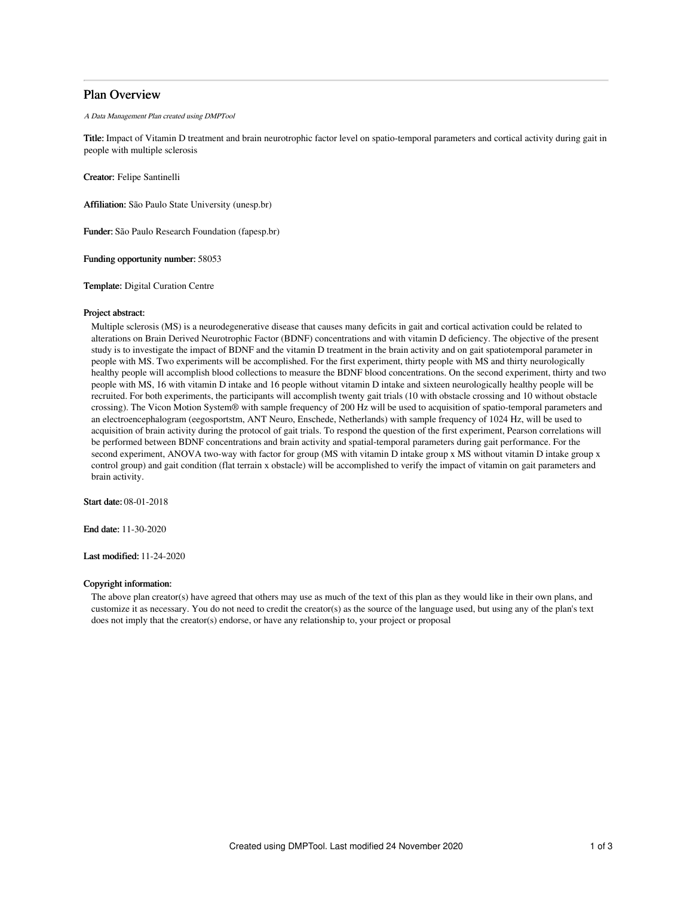# Plan Overview

*A Data Management Plan created using DMPTool*

**Title:** Impact of Vitamin D treatment and brain neurotrophic factor level on spatio-temporal parameters and cortical activity during gait in people with multiple sclerosis

**Creator:** Felipe Santinelli

**Affiliation:** São Paulo State University (unesp.br)

**Funder:** São Paulo Research Foundation (fapesp.br)

**Funding opportunity number:** 58053

**Template:** Digital Curation Centre

**Project abstract:**

Multiple sclerosis (MS) is a neurodegenerative disease that causes many deficits in gait and cortical activation could be related to alterations on Brain Derived Neurotrophic Factor (BDNF) concentrations and with vitamin D deficiency. The objective of the present study is to investigate the impact of BDNF and the vitamin D treatment in the brain activity and on gait spatiotemporal parameter in people with MS. Two experiments will be accomplished. For the first experiment, thirty people with MS and thirty neurologically healthy people will accomplish blood collections to measure the BDNF blood concentrations. On the second experiment, thirty and two people with MS, 16 with vitamin D intake and 16 people without vitamin D intake and sixteen neurologically healthy people will be recruited. For both experiments, the participants will accomplish twenty gait trials (10 with obstacle crossing and 10 without obstacle crossing). The Vicon Motion System® with sample frequency of 200 Hz will be used to acquisition of spatio-temporal parameters and an electroencephalogram (eegosportstm, ANT Neuro, Enschede, Netherlands) with sample frequency of 1024 Hz, will be used to acquisition of brain activity during the protocol of gait trials. To respond the question of the first experiment, Pearson correlations will be performed between BDNF concentrations and brain activity and spatial-temporal parameters during gait performance. For the second experiment, ANOVA two-way with factor for group (MS with vitamin D intake group x MS without vitamin D intake group x control group) and gait condition (flat terrain x obstacle) will be accomplished to verify the impact of vitamin on gait parameters and brain activity.

**Start date:** 08-01-2018

**End date:** 11-30-2020

**Last modified:** 11-24-2020

**Copyright information:**

The above plan creator(s) have agreed that others may use as much of the text of this plan as they would like in their own plans, and customize it as necessary. You do not need to credit the creator(s) as the source of the language used, but using any of the plan's text does not imply that the creator(s) endorse, or have any relationship to, your project or proposal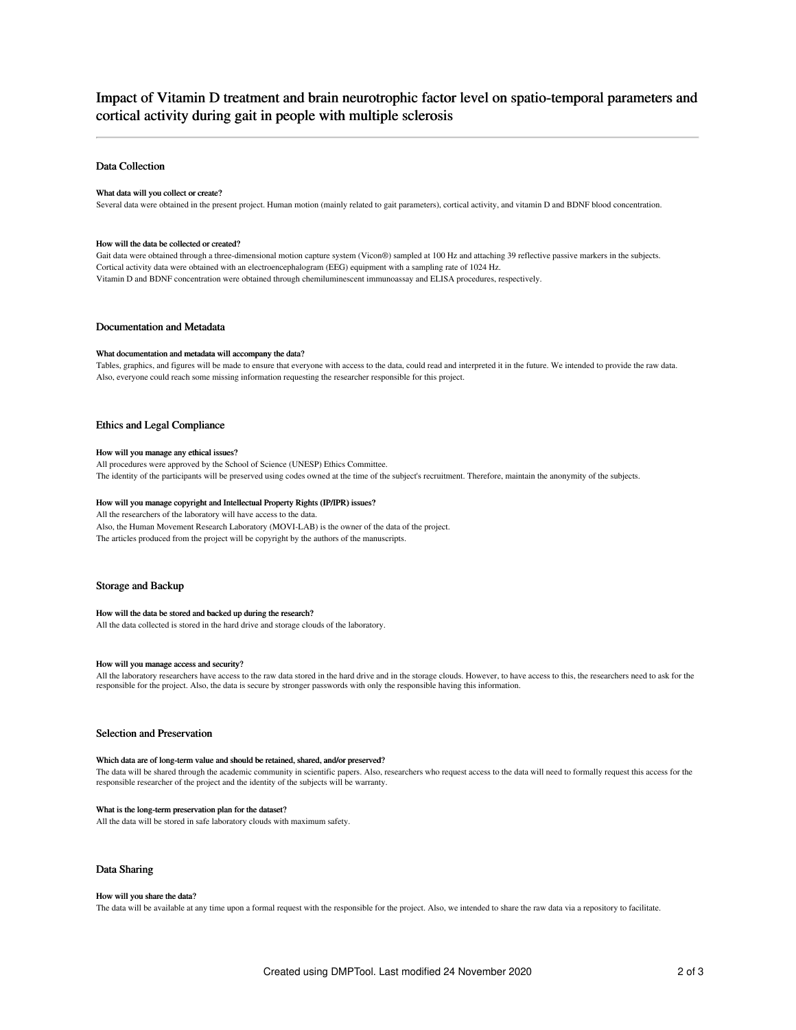# Impact of Vitamin D treatment and brain neurotrophic factor level on spatio-temporal parameters and cortical activity during gait in people with multiple sclerosis

## Data Collection

### What data will you collect or create?

Several data were obtained in the present project. Human motion (mainly related to gait parameters), cortical activity, and vitamin D and BDNF blood concentration.

### How will the data be collected or created?

Gait data were obtained through a three-dimensional motion capture system (Vicon®) sampled at 100 Hz and attaching 39 reflective passive markers in the subjects.
Cortical activity data were obtained with an electroencephalogram (EEG) equipment with a sampling rate of 1024 Hz.
Vitamin D and BDNF concentration were obtained through chemiluminescent immunoassay and ELISA procedures, respectively.

## Documentation and Metadata

### What documentation and metadata will accompany the data?

Tables, graphics, and figures will be made to ensure that everyone with access to the data, could read and interpreted it in the future. We intended to provide the raw data.
Also, everyone could reach some missing information requesting the researcher responsible for this project.

## Ethics and Legal Compliance

### How will you manage any ethical issues?

All procedures were approved by the School of Science (UNESP) Ethics Committee.
The identity of the participants will be preserved using codes owned at the time of the subject's recruitment. Therefore, maintain the anonymity of the subjects.

### How will you manage copyright and Intellectual Property Rights (IP/IPR) issues?

All the researchers of the laboratory will have access to the data.
Also, the Human Movement Research Laboratory (MOVI-LAB) is the owner of the data of the project.
The articles produced from the project will be copyright by the authors of the manuscripts.

## Storage and Backup

### How will the data be stored and backed up during the research?

All the data collected is stored in the hard drive and storage clouds of the laboratory.

### How will you manage access and security?

All the laboratory researchers have access to the raw data stored in the hard drive and in the storage clouds. However, to have access to this, the researchers need to ask for the responsible for the project. Also, the data is secure by stronger passwords with only the responsible having this information.

## Selection and Preservation

### Which data are of long-term value and should be retained, shared, and/or preserved?

The data will be shared through the academic community in scientific papers. Also, researchers who request access to the data will need to formally request this access for the responsible researcher of the project and the identity of the subjects will be warranty.

### What is the long-term preservation plan for the dataset?

All the data will be stored in safe laboratory clouds with maximum safety.

## Data Sharing

### How will you share the data?

The data will be available at any time upon a formal request with the responsible for the project. Also, we intended to share the raw data via a repository to facilitate.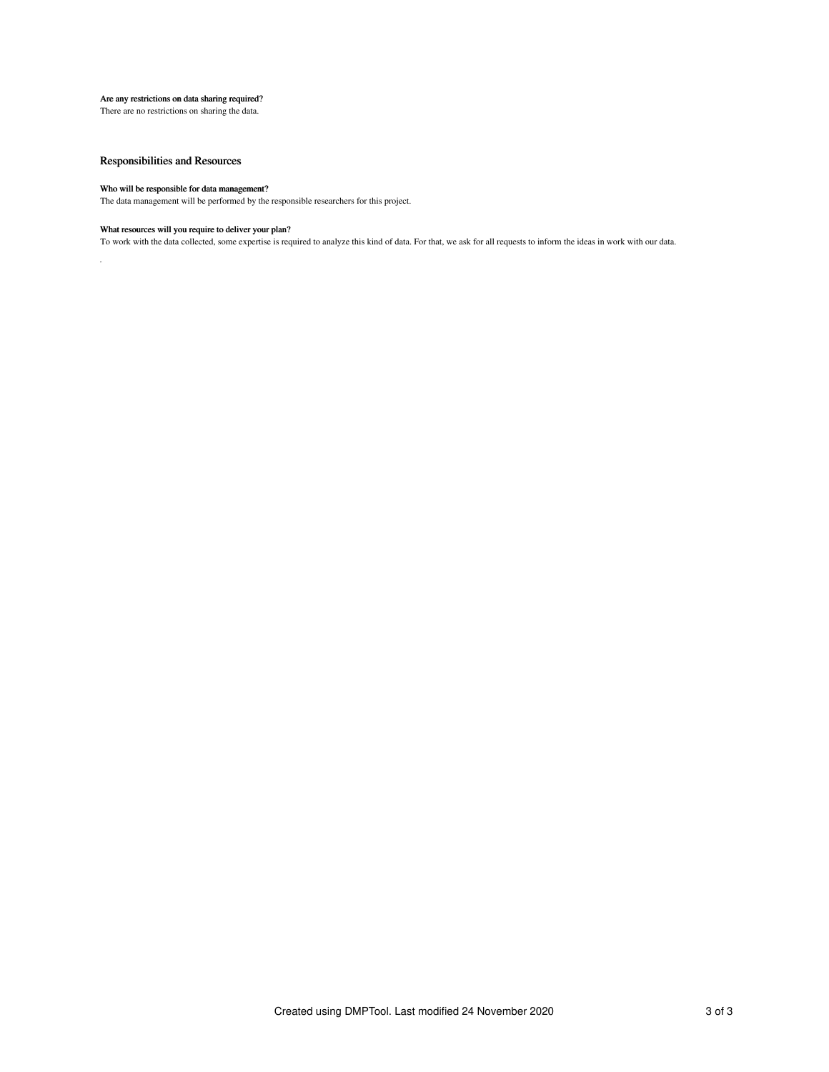**Are any restrictions on data sharing required?**

There are no restrictions on sharing the data.

## Responsibilities and Resources

**Who will be responsible for data management?**

The data management will be performed by the responsible researchers for this project.

**What resources will you require to deliver your plan?**

To work with the data collected, some expertise is required to analyze this kind of data. For that, we ask for all requests to inform the ideas in work with our data.